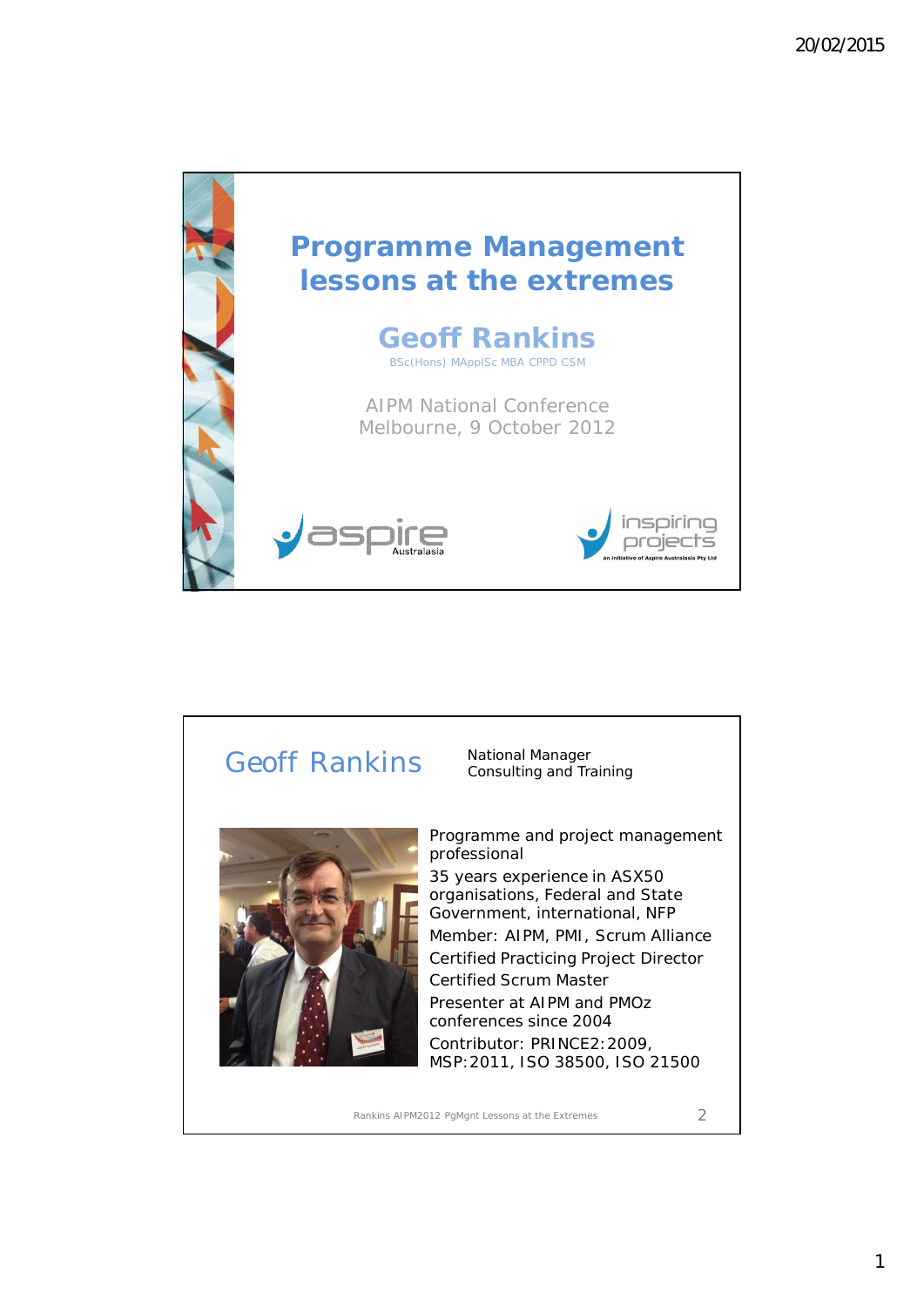# Programme Management lessons at the extremes

## Geoff Rankins

BSc(Hons) MApplSc MBA CPPD CSM

AIPM National Conference
Melbourne, 9 October 2012

aspire Australasia

inspiring projects
an initiative of Aspire Australasia Pty Ltd

---

## Geoff Rankins

National Manager
Consulting and Training

- Programme and project management professional
- 35 years experience in ASX50 organisations, Federal and State Government, international, NFP
- Member: AIPM, PMI, Scrum Alliance
- Certified Practicing Project Director
- Certified Scrum Master
- Presenter at AIPM and PMOz conferences since 2004
- Contributor: PRINCE2:2009, MSP:2011, ISO 38500, ISO 21500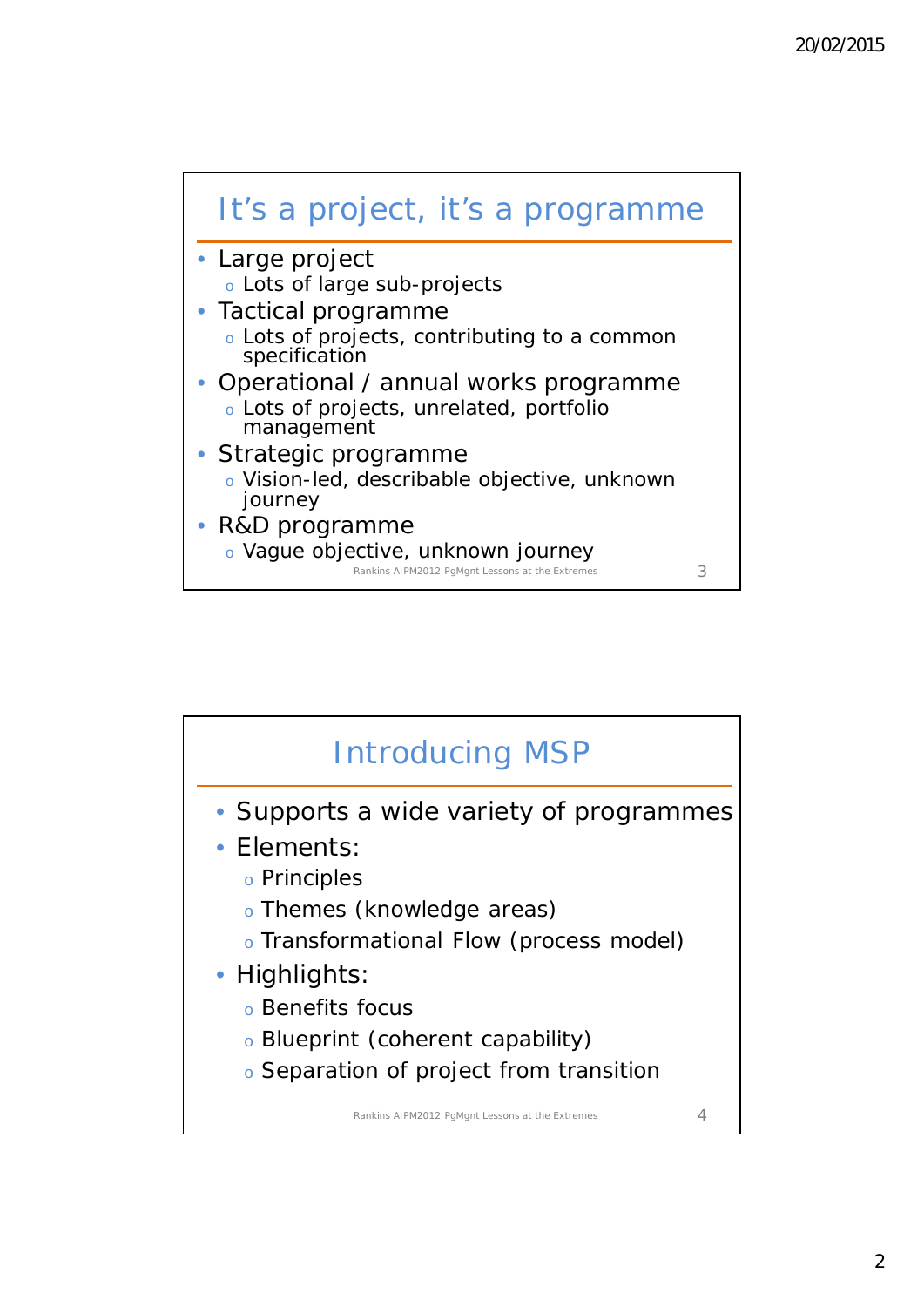## It's a project, it's a programme

- Large project
  - Lots of large sub-projects
- Tactical programme
  - Lots of projects, contributing to a common specification
- Operational / annual works programme
  - Lots of projects, unrelated, portfolio management
- Strategic programme
  - Vision-led, describable objective, unknown journey
- R&D programme
  - Vague objective, unknown journey

## Introducing MSP

- Supports a wide variety of programmes
- Elements:
  - Principles
  - Themes (knowledge areas)
  - Transformational Flow (process model)
- Highlights:
  - Benefits focus
  - Blueprint (coherent capability)
  - Separation of project from transition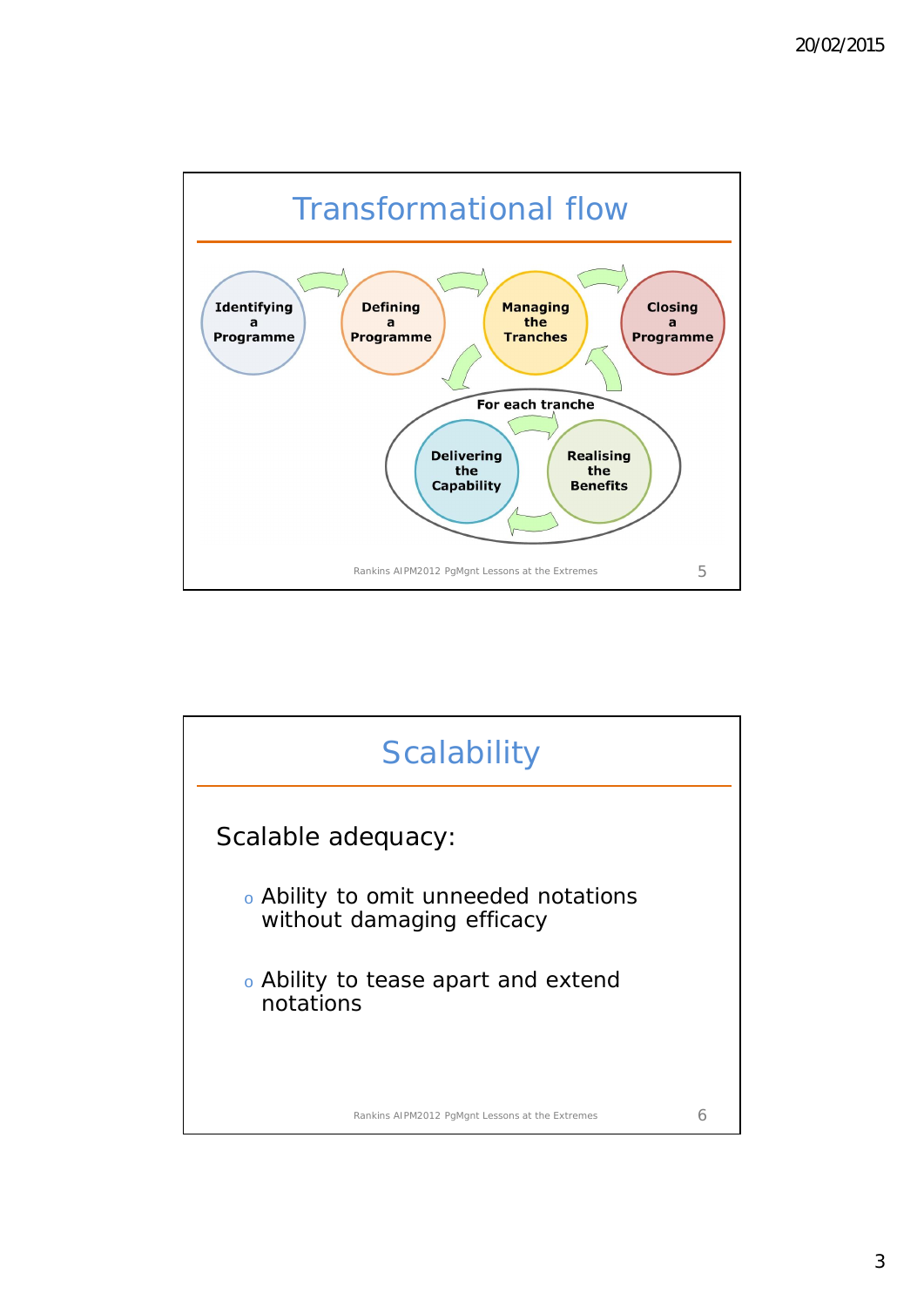## Transformational flow

Identifying a Programme → Defining a Programme → Managing the Tranches → Closing a Programme

For each tranche:

Delivering the Capability ⇄ Realising the Benefits

## Scalability

Scalable adequacy:

- Ability to omit unneeded notations without damaging efficacy
- Ability to tease apart and extend notations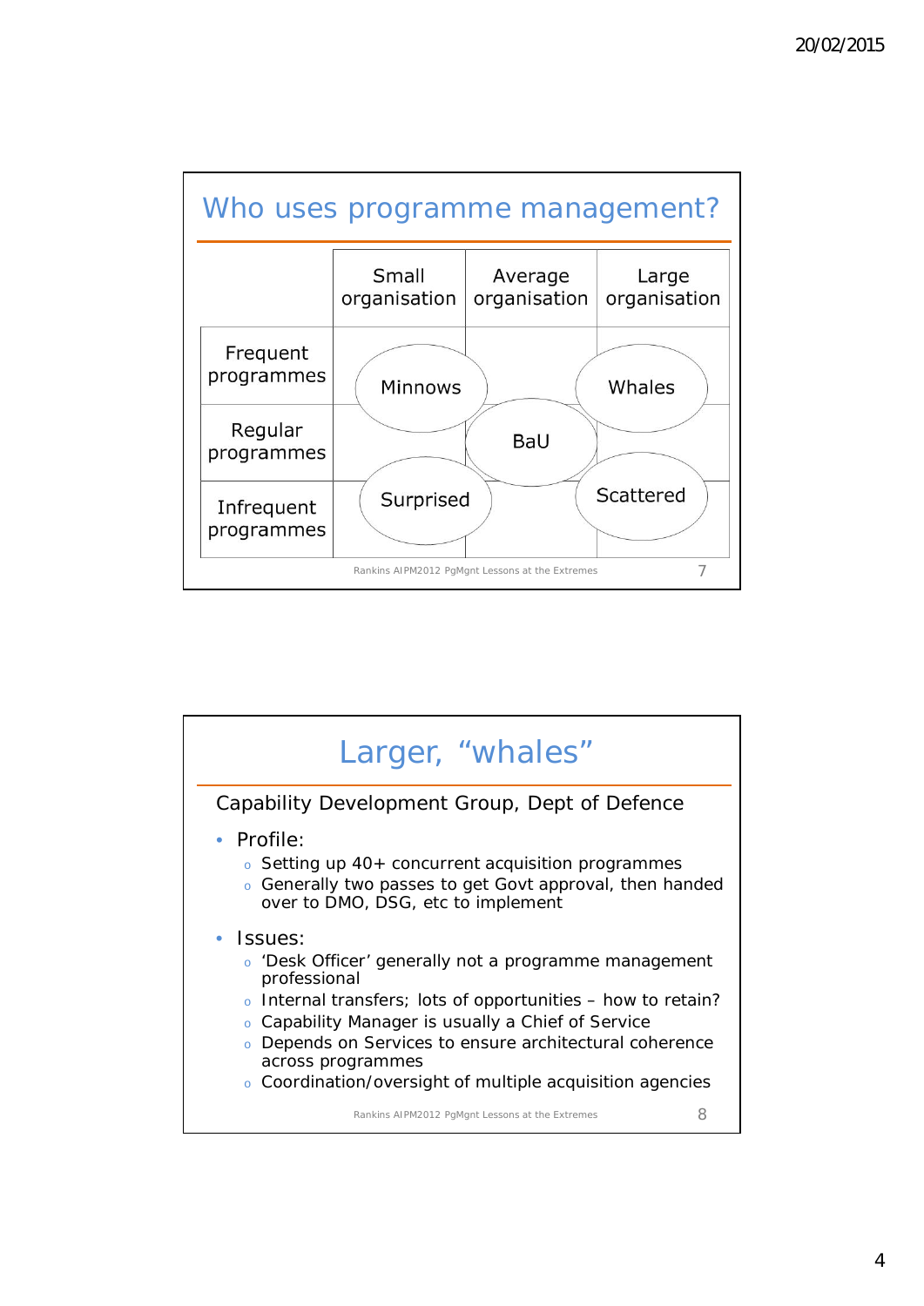## Who uses programme management?

|  | Small organisation | Average organisation | Large organisation |
|---|---|---|---|
| Frequent programmes | Minnows | | Whales |
| Regular programmes | | BaU | |
| Infrequent programmes | Surprised | | Scattered |

Rankins AIPM2012 PgMgnt Lessons at the Extremes

## Larger, "whales"

Capability Development Group, Dept of Defence

- Profile:
  - Setting up 40+ concurrent acquisition programmes
  - Generally two passes to get Govt approval, then handed over to DMO, DSG, etc to implement
- Issues:
  - 'Desk Officer' generally not a programme management professional
  - Internal transfers; lots of opportunities – how to retain?
  - Capability Manager is usually a Chief of Service
  - Depends on Services to ensure architectural coherence across programmes
  - Coordination/oversight of multiple acquisition agencies

Rankins AIPM2012 PgMgnt Lessons at the Extremes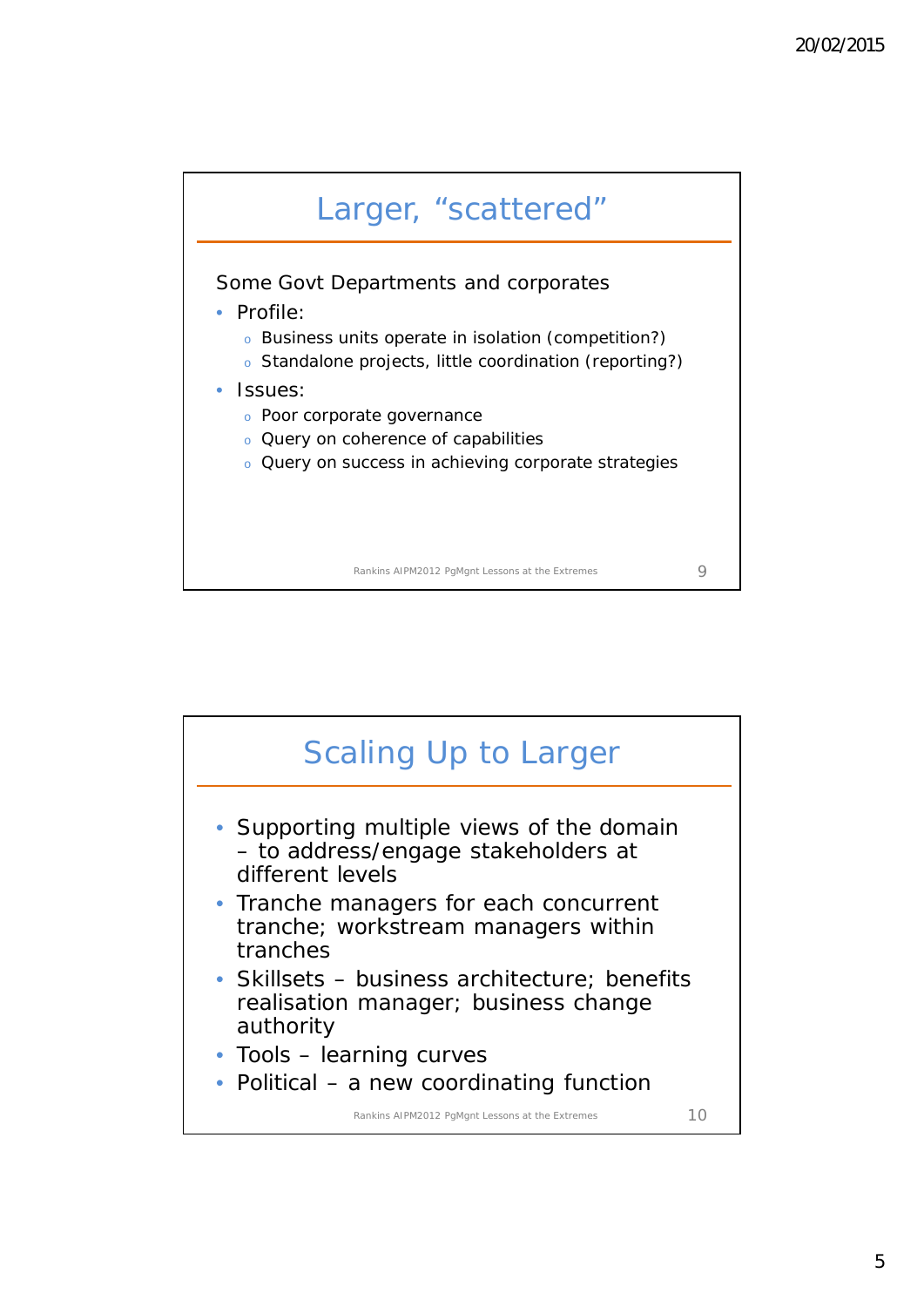## Larger, "scattered"

Some Govt Departments and corporates

- Profile:
  - Business units operate in isolation (competition?)
  - Standalone projects, little coordination (reporting?)
- Issues:
  - Poor corporate governance
  - Query on coherence of capabilities
  - Query on success in achieving corporate strategies

## Scaling Up to Larger

- Supporting multiple views of the domain – to address/engage stakeholders at different levels
- Tranche managers for each concurrent tranche; workstream managers within tranches
- Skillsets – business architecture; benefits realisation manager; business change authority
- Tools – learning curves
- Political – a new coordinating function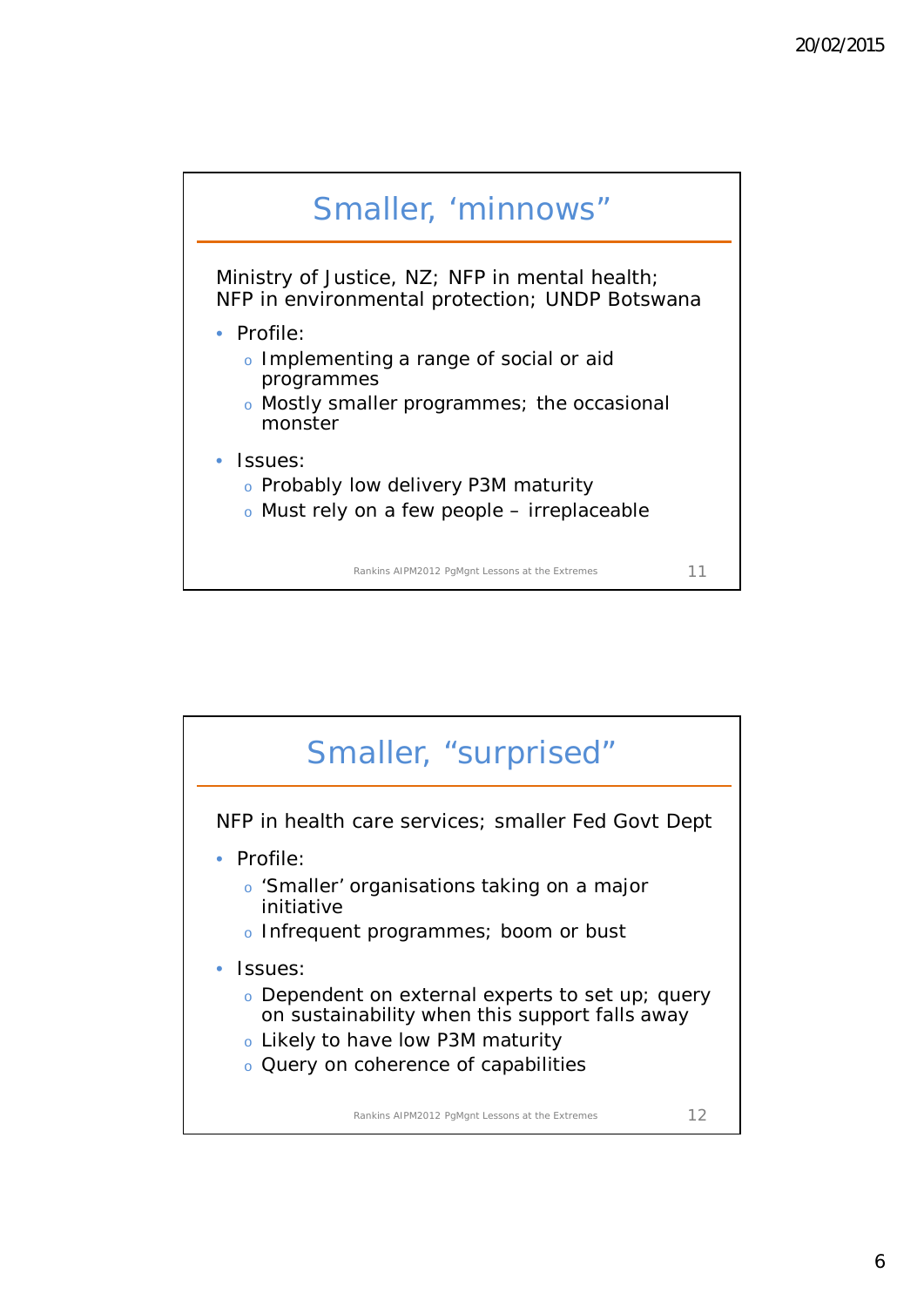## Smaller, ‘minnows”

Ministry of Justice, NZ; NFP in mental health; NFP in environmental protection; UNDP Botswana

- Profile:
  - Implementing a range of social or aid programmes
  - Mostly smaller programmes; the occasional monster
- Issues:
  - Probably low delivery P3M maturity
  - Must rely on a few people – irreplaceable

## Smaller, “surprised”

NFP in health care services; smaller Fed Govt Dept

- Profile:
  - ‘Smaller’ organisations taking on a major initiative
  - Infrequent programmes; boom or bust
- Issues:
  - Dependent on external experts to set up; query on sustainability when this support falls away
  - Likely to have low P3M maturity
  - Query on coherence of capabilities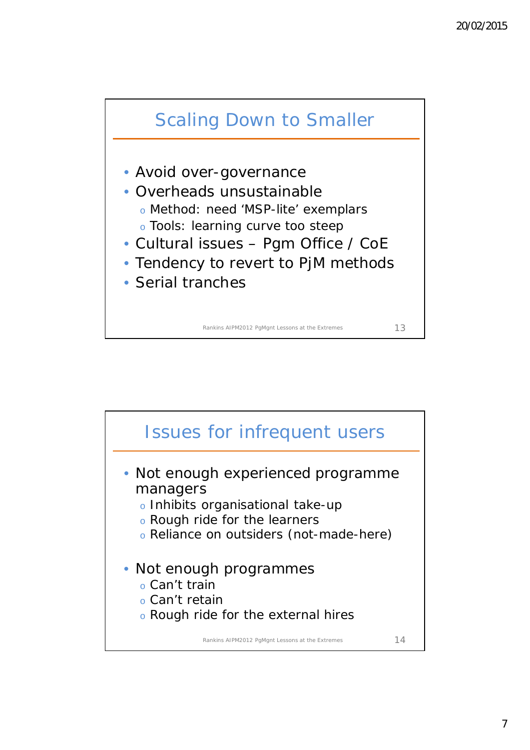## Scaling Down to Smaller

- Avoid over-governance
- Overheads unsustainable
  - Method: need 'MSP-lite' exemplars
  - Tools: learning curve too steep
- Cultural issues – Pgm Office / CoE
- Tendency to revert to PjM methods
- Serial tranches

Rankins AIPM2012 PgMgnt Lessons at the Extremes

## Issues for infrequent users

- Not enough experienced programme managers
  - Inhibits organisational take-up
  - Rough ride for the learners
  - Reliance on outsiders (not-made-here)
- Not enough programmes
  - Can't train
  - Can't retain
  - Rough ride for the external hires

Rankins AIPM2012 PgMgnt Lessons at the Extremes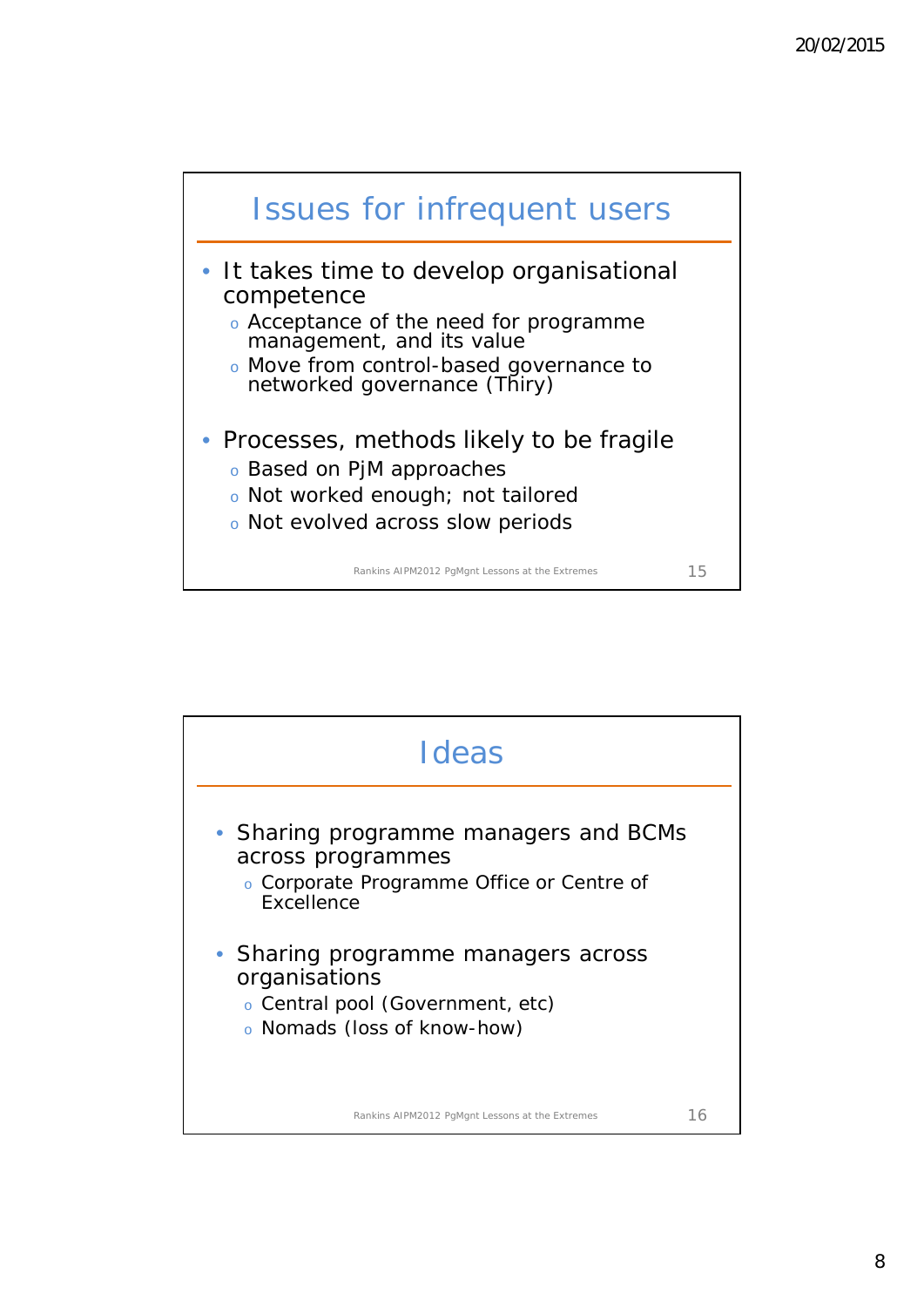## Issues for infrequent users

- It takes time to develop organisational competence
  - Acceptance of the need for programme management, and its value
  - Move from control-based governance to networked governance (Thiry)
- Processes, methods likely to be fragile
  - Based on PjM approaches
  - Not worked enough; not tailored
  - Not evolved across slow periods

Rankins AIPM2012 PgMgnt Lessons at the Extremes 15

## Ideas

- Sharing programme managers and BCMs across programmes
  - Corporate Programme Office or Centre of Excellence
- Sharing programme managers across organisations
  - Central pool (Government, etc)
  - Nomads (loss of know-how)

Rankins AIPM2012 PgMgnt Lessons at the Extremes 16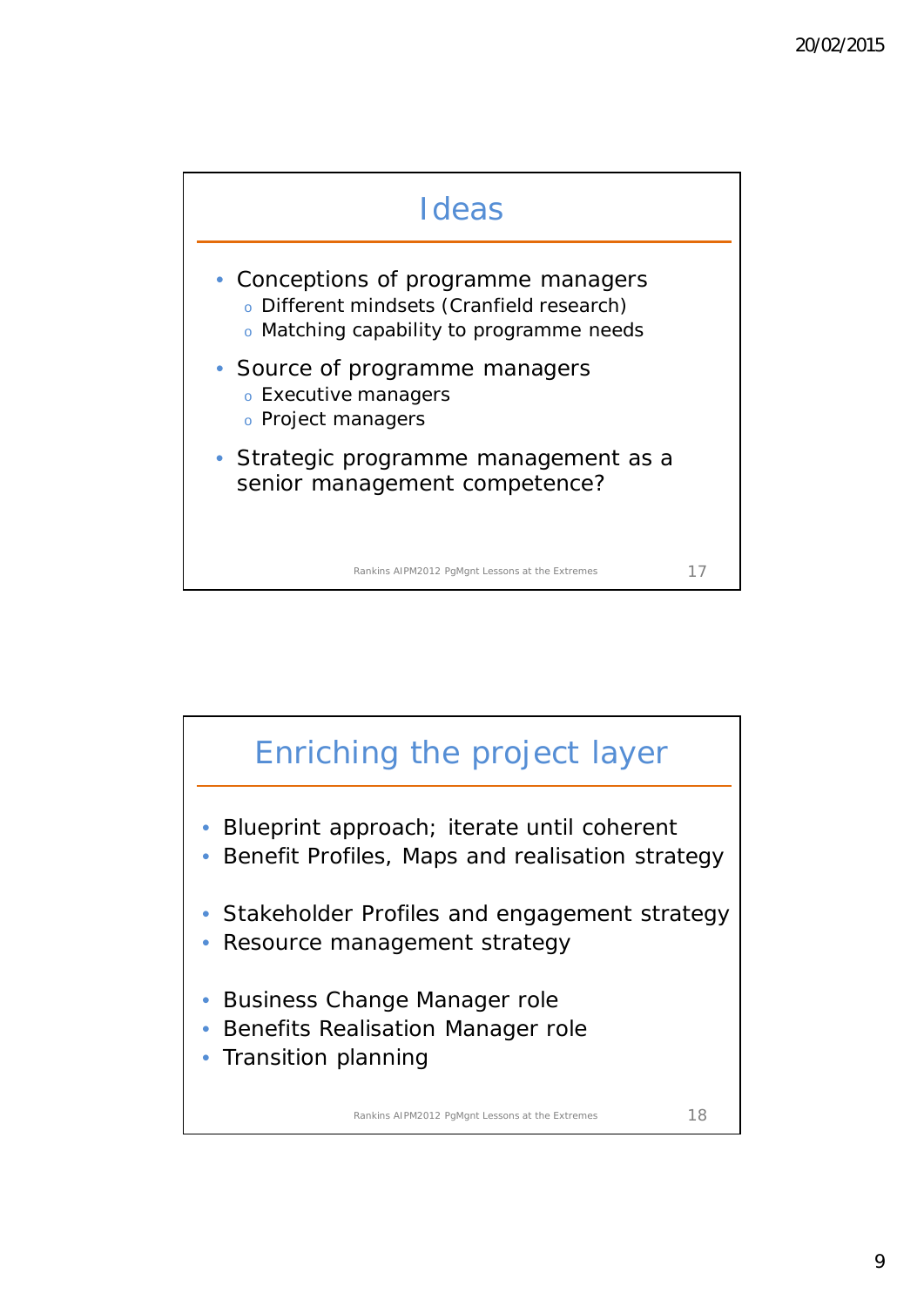## Ideas

- Conceptions of programme managers
  - Different mindsets (Cranfield research)
  - Matching capability to programme needs
- Source of programme managers
  - Executive managers
  - Project managers
- Strategic programme management as a senior management competence?

## Enriching the project layer

- Blueprint approach; iterate until coherent
- Benefit Profiles, Maps and realisation strategy

- Stakeholder Profiles and engagement strategy
- Resource management strategy

- Business Change Manager role
- Benefits Realisation Manager role
- Transition planning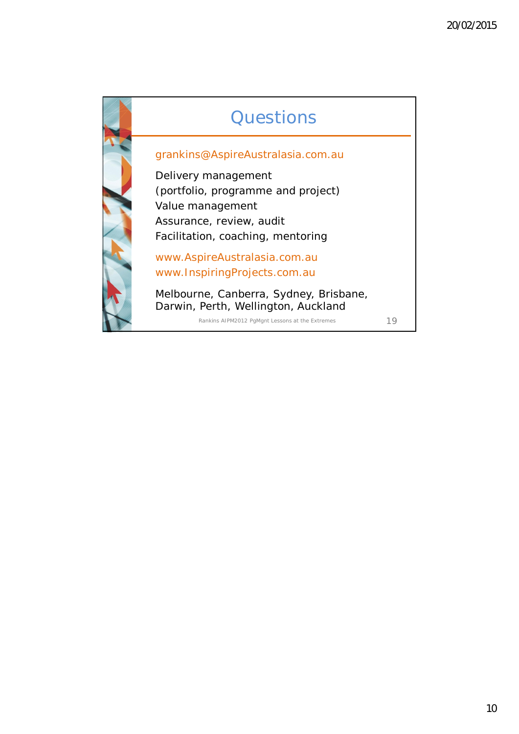# Questions

grankins@AspireAustralasia.com.au

Delivery management
(portfolio, programme and project)
Value management
Assurance, review, audit
Facilitation, coaching, mentoring

www.AspireAustralasia.com.au
www.InspiringProjects.com.au

Melbourne, Canberra, Sydney, Brisbane, Darwin, Perth, Wellington, Auckland